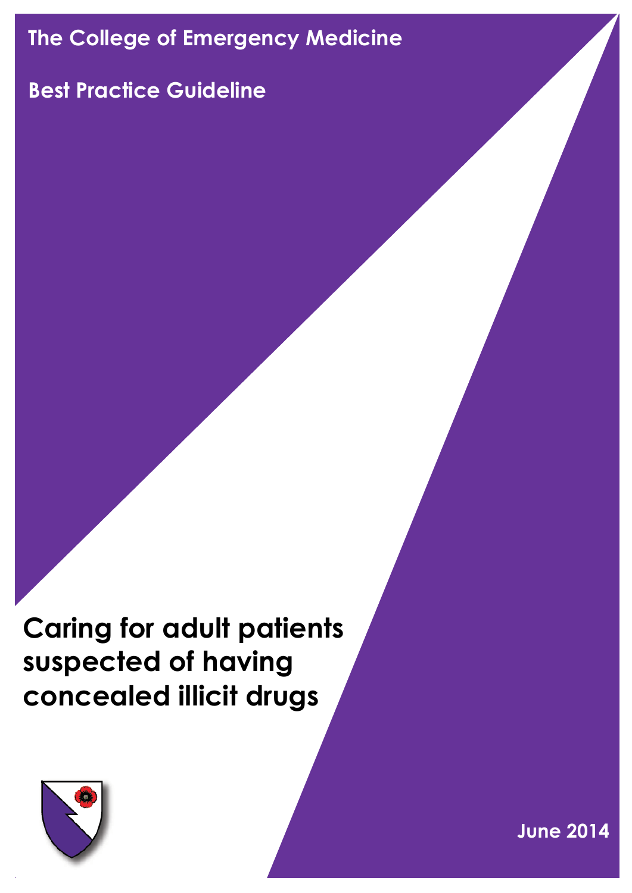The College of Emergency Medicine

Best Practice Guideline

# Caring for adult patients suspected of having concealed illicit drugs

June 2014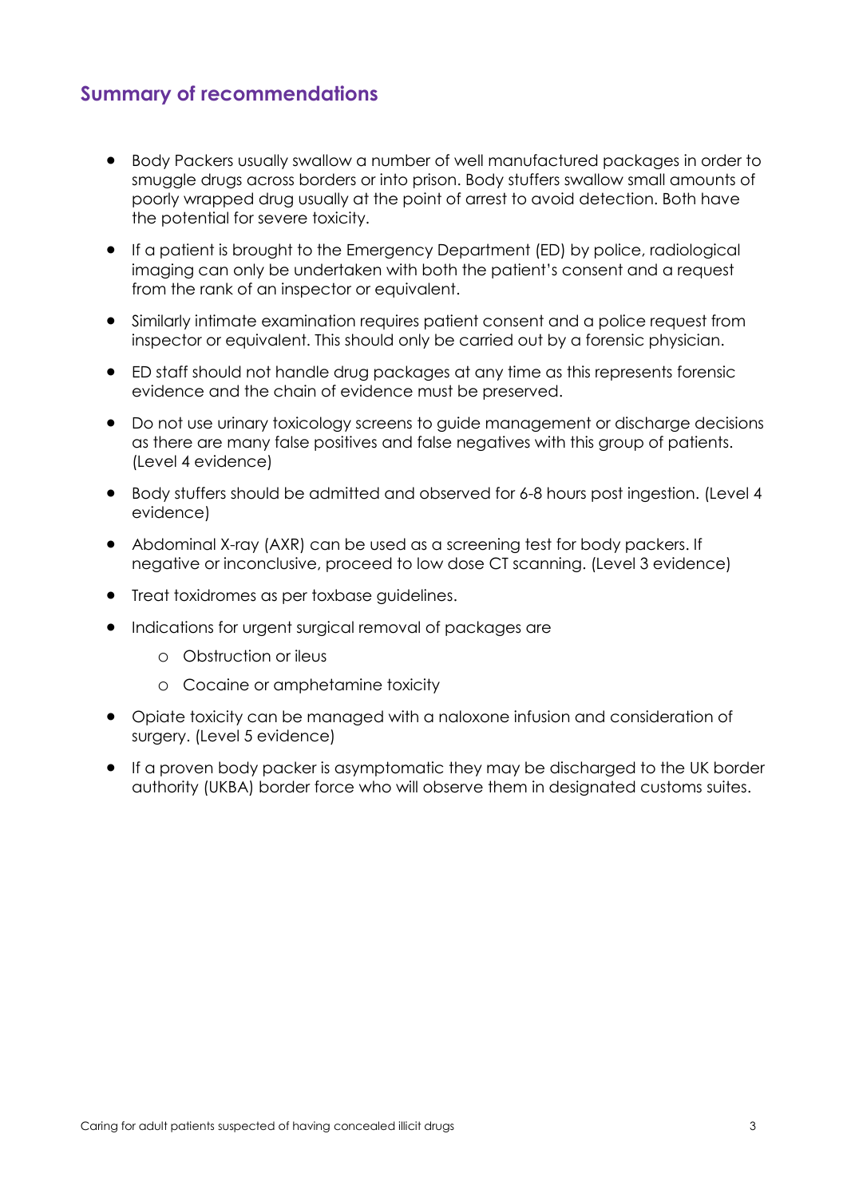## Summary of recommendations

- Body Packers usually swallow a number of well manufactured packages in order to smuggle drugs across borders or into prison. Body stuffers swallow small amounts of poorly wrapped drug usually at the point of arrest to avoid detection. Both have the potential for severe toxicity.
- If a patient is brought to the Emergency Department (ED) by police, radiological imaging can only be undertaken with both the patient's consent and a request from the rank of an inspector or equivalent.
- Similarly intimate examination requires patient consent and a police request from inspector or equivalent. This should only be carried out by a forensic physician.
- ED staff should not handle drug packages at any time as this represents forensic evidence and the chain of evidence must be preserved.
- Do not use urinary toxicology screens to guide management or discharge decisions as there are many false positives and false negatives with this group of patients. (Level 4 evidence)
- Body stuffers should be admitted and observed for 6-8 hours post ingestion. (Level 4 evidence)
- Abdominal X-ray (AXR) can be used as a screening test for body packers. If negative or inconclusive, proceed to low dose CT scanning. (Level 3 evidence)
- Treat toxidromes as per toxbase guidelines.
- Indications for urgent surgical removal of packages are
  - Obstruction or ileus
  - Cocaine or amphetamine toxicity
- Opiate toxicity can be managed with a naloxone infusion and consideration of surgery. (Level 5 evidence)
- If a proven body packer is asymptomatic they may be discharged to the UK border authority (UKBA) border force who will observe them in designated customs suites.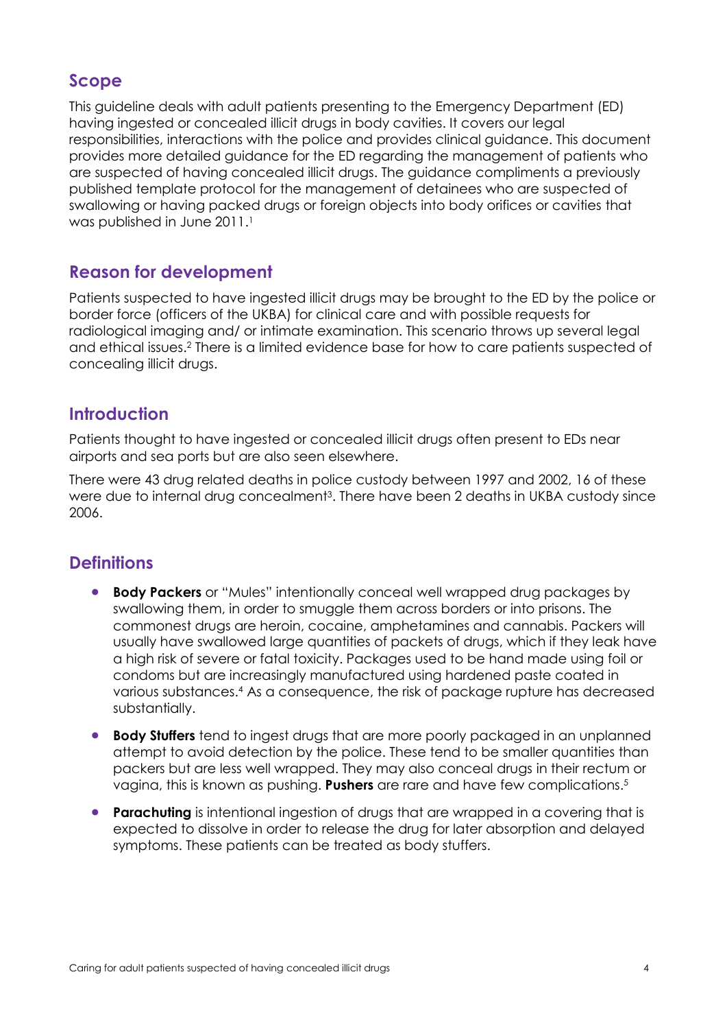## Scope

This guideline deals with adult patients presenting to the Emergency Department (ED) having ingested or concealed illicit drugs in body cavities. It covers our legal responsibilities, interactions with the police and provides clinical guidance. This document provides more detailed guidance for the ED regarding the management of patients who are suspected of having concealed illicit drugs. The guidance compliments a previously published template protocol for the management of detainees who are suspected of swallowing or having packed drugs or foreign objects into body orifices or cavities that was published in June 2011.[1]

## Reason for development

Patients suspected to have ingested illicit drugs may be brought to the ED by the police or border force (officers of the UKBA) for clinical care and with possible requests for radiological imaging and/ or intimate examination. This scenario throws up several legal and ethical issues.[2] There is a limited evidence base for how to care patients suspected of concealing illicit drugs.

## Introduction

Patients thought to have ingested or concealed illicit drugs often present to EDs near airports and sea ports but are also seen elsewhere.

There were 43 drug related deaths in police custody between 1997 and 2002, 16 of these were due to internal drug concealment[3]. There have been 2 deaths in UKBA custody since 2006.

## Definitions

- **Body Packers** or "Mules" intentionally conceal well wrapped drug packages by swallowing them, in order to smuggle them across borders or into prisons. The commonest drugs are heroin, cocaine, amphetamines and cannabis. Packers will usually have swallowed large quantities of packets of drugs, which if they leak have a high risk of severe or fatal toxicity. Packages used to be hand made using foil or condoms but are increasingly manufactured using hardened paste coated in various substances.[4] As a consequence, the risk of package rupture has decreased substantially.

- **Body Stuffers** tend to ingest drugs that are more poorly packaged in an unplanned attempt to avoid detection by the police. These tend to be smaller quantities than packers but are less well wrapped. They may also conceal drugs in their rectum or vagina, this is known as pushing. **Pushers** are rare and have few complications.[5]

- **Parachuting** is intentional ingestion of drugs that are wrapped in a covering that is expected to dissolve in order to release the drug for later absorption and delayed symptoms. These patients can be treated as body stuffers.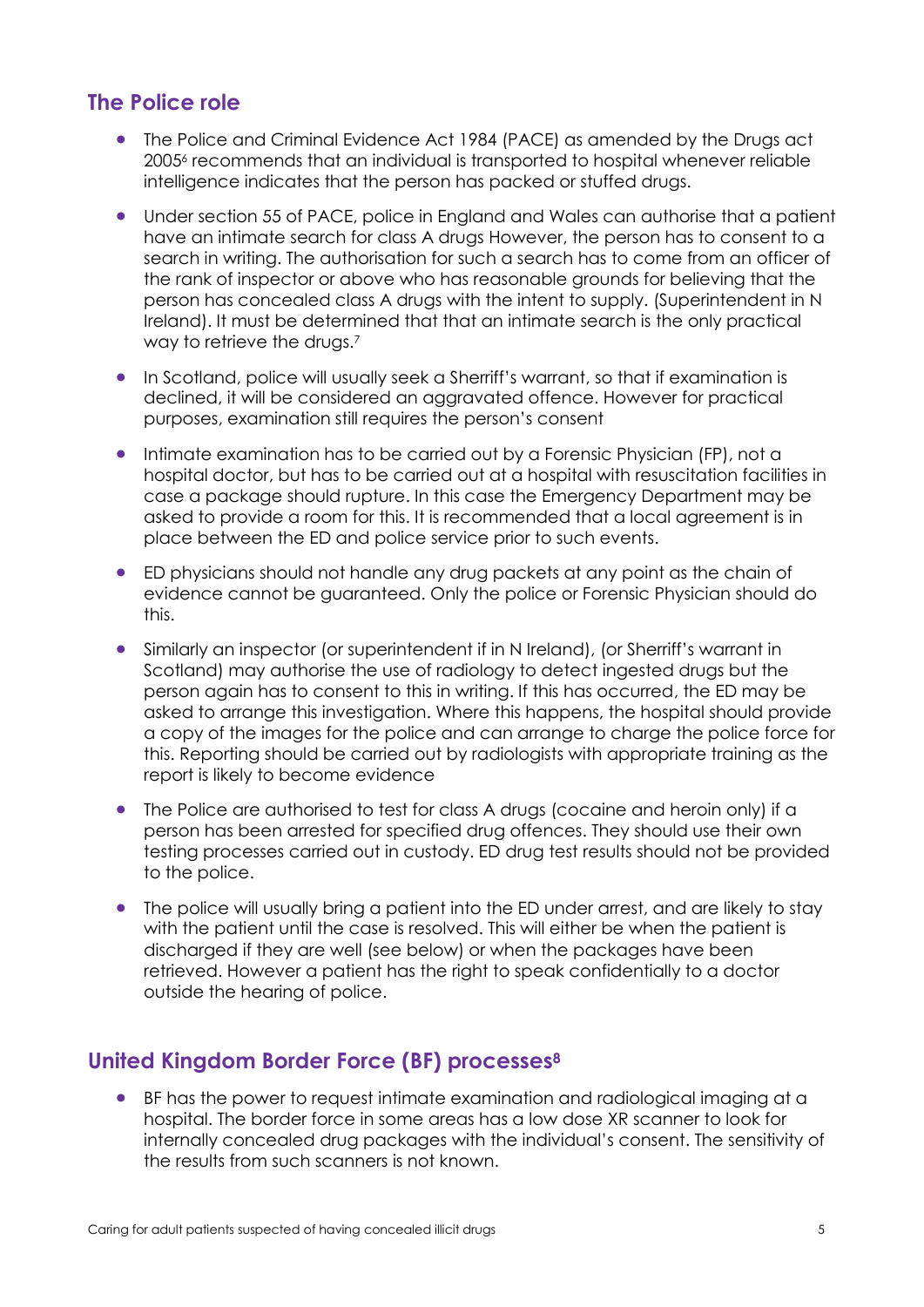## The Police role

- The Police and Criminal Evidence Act 1984 (PACE) as amended by the Drugs act 2005[6] recommends that an individual is transported to hospital whenever reliable intelligence indicates that the person has packed or stuffed drugs.
- Under section 55 of PACE, police in England and Wales can authorise that a patient have an intimate search for class A drugs However, the person has to consent to a search in writing. The authorisation for such a search has to come from an officer of the rank of inspector or above who has reasonable grounds for believing that the person has concealed class A drugs with the intent to supply. (Superintendent in N Ireland). It must be determined that that an intimate search is the only practical way to retrieve the drugs.[7]
- In Scotland, police will usually seek a Sherriff's warrant, so that if examination is declined, it will be considered an aggravated offence. However for practical purposes, examination still requires the person's consent
- Intimate examination has to be carried out by a Forensic Physician (FP), not a hospital doctor, but has to be carried out at a hospital with resuscitation facilities in case a package should rupture. In this case the Emergency Department may be asked to provide a room for this. It is recommended that a local agreement is in place between the ED and police service prior to such events.
- ED physicians should not handle any drug packets at any point as the chain of evidence cannot be guaranteed. Only the police or Forensic Physician should do this.
- Similarly an inspector (or superintendent if in N Ireland), (or Sherriff's warrant in Scotland) may authorise the use of radiology to detect ingested drugs but the person again has to consent to this in writing. If this has occurred, the ED may be asked to arrange this investigation. Where this happens, the hospital should provide a copy of the images for the police and can arrange to charge the police force for this. Reporting should be carried out by radiologists with appropriate training as the report is likely to become evidence
- The Police are authorised to test for class A drugs (cocaine and heroin only) if a person has been arrested for specified drug offences. They should use their own testing processes carried out in custody. ED drug test results should not be provided to the police.
- The police will usually bring a patient into the ED under arrest, and are likely to stay with the patient until the case is resolved. This will either be when the patient is discharged if they are well (see below) or when the packages have been retrieved. However a patient has the right to speak confidentially to a doctor outside the hearing of police.

## United Kingdom Border Force (BF) processes[8]

- BF has the power to request intimate examination and radiological imaging at a hospital. The border force in some areas has a low dose XR scanner to look for internally concealed drug packages with the individual's consent. The sensitivity of the results from such scanners is not known.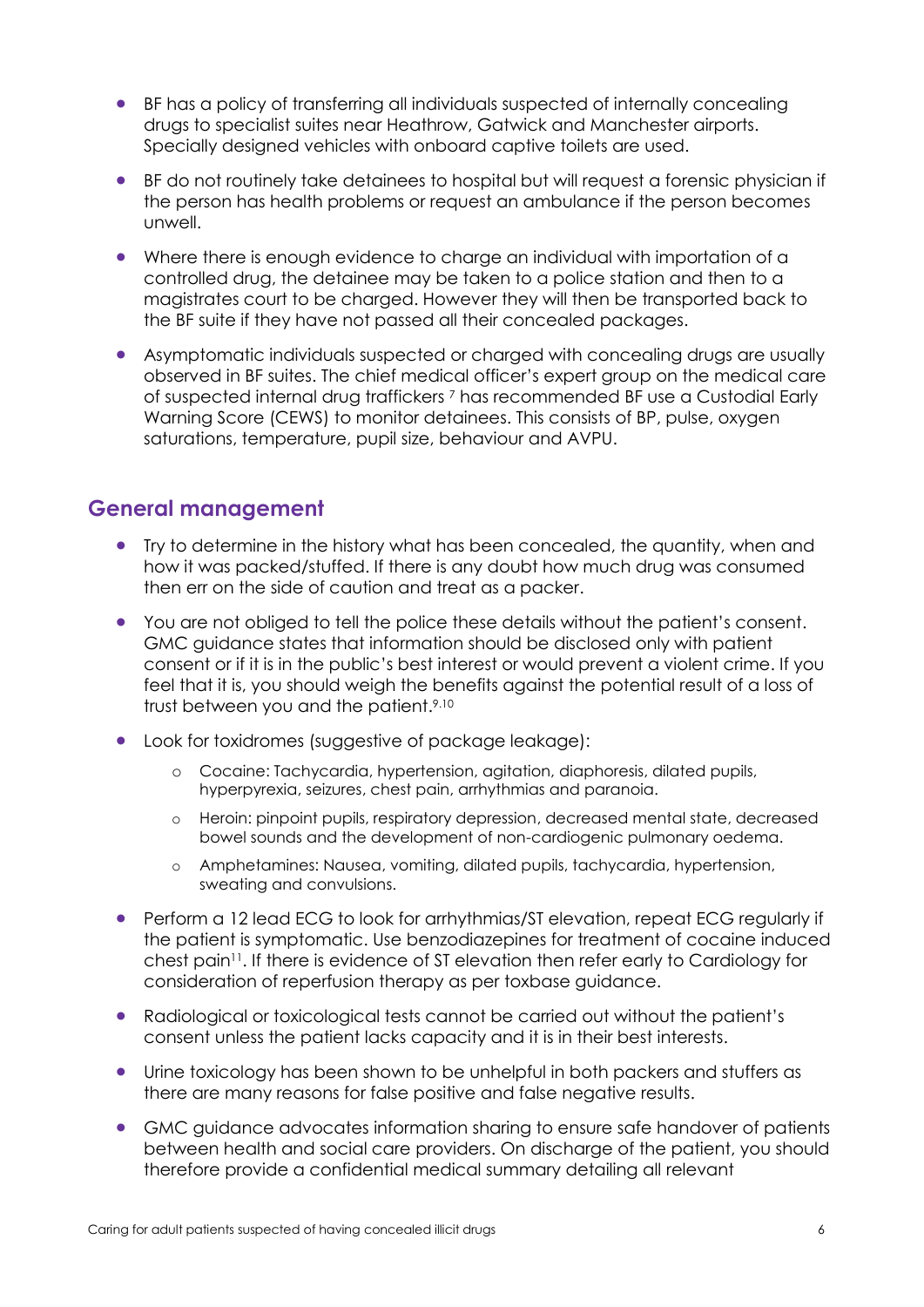- BF has a policy of transferring all individuals suspected of internally concealing drugs to specialist suites near Heathrow, Gatwick and Manchester airports. Specially designed vehicles with onboard captive toilets are used.
- BF do not routinely take detainees to hospital but will request a forensic physician if the person has health problems or request an ambulance if the person becomes unwell.
- Where there is enough evidence to charge an individual with importation of a controlled drug, the detainee may be taken to a police station and then to a magistrates court to be charged. However they will then be transported back to the BF suite if they have not passed all their concealed packages.
- Asymptomatic individuals suspected or charged with concealing drugs are usually observed in BF suites. The chief medical officer's expert group on the medical care of suspected internal drug traffickers [7] has recommended BF use a Custodial Early Warning Score (CEWS) to monitor detainees. This consists of BP, pulse, oxygen saturations, temperature, pupil size, behaviour and AVPU.

## General management

- Try to determine in the history what has been concealed, the quantity, when and how it was packed/stuffed. If there is any doubt how much drug was consumed then err on the side of caution and treat as a packer.
- You are not obliged to tell the police these details without the patient's consent. GMC guidance states that information should be disclosed only with patient consent or if it is in the public's best interest or would prevent a violent crime. If you feel that it is, you should weigh the benefits against the potential result of a loss of trust between you and the patient.[9,10]
- Look for toxidromes (suggestive of package leakage):
    - Cocaine: Tachycardia, hypertension, agitation, diaphoresis, dilated pupils, hyperpyrexia, seizures, chest pain, arrhythmias and paranoia.
    - Heroin: pinpoint pupils, respiratory depression, decreased mental state, decreased bowel sounds and the development of non-cardiogenic pulmonary oedema.
    - Amphetamines: Nausea, vomiting, dilated pupils, tachycardia, hypertension, sweating and convulsions.
- Perform a 12 lead ECG to look for arrhythmias/ST elevation, repeat ECG regularly if the patient is symptomatic. Use benzodiazepines for treatment of cocaine induced chest pain[11]. If there is evidence of ST elevation then refer early to Cardiology for consideration of reperfusion therapy as per toxbase guidance.
- Radiological or toxicological tests cannot be carried out without the patient's consent unless the patient lacks capacity and it is in their best interests.
- Urine toxicology has been shown to be unhelpful in both packers and stuffers as there are many reasons for false positive and false negative results.
- GMC guidance advocates information sharing to ensure safe handover of patients between health and social care providers. On discharge of the patient, you should therefore provide a confidential medical summary detailing all relevant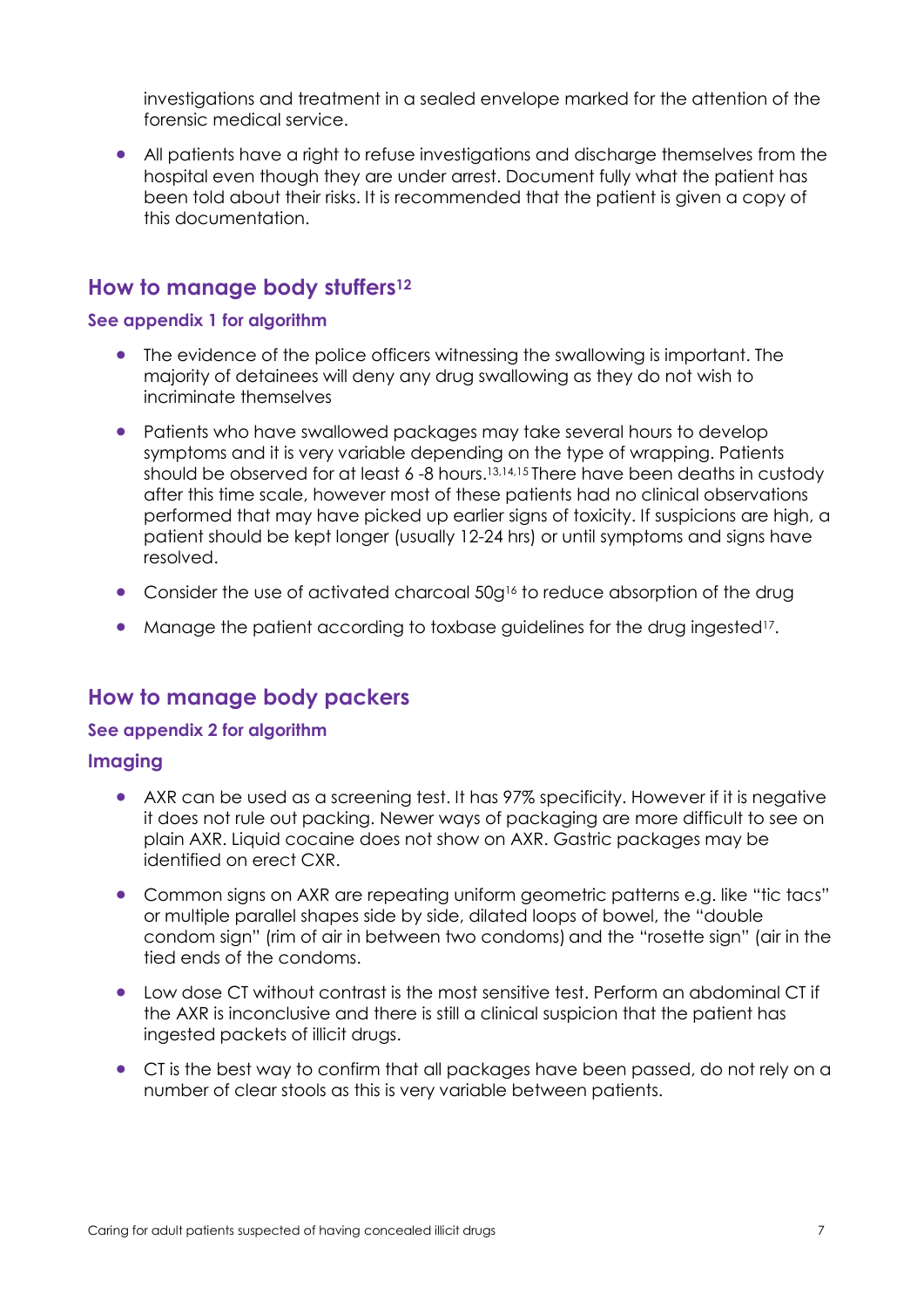investigations and treatment in a sealed envelope marked for the attention of the forensic medical service.

- All patients have a right to refuse investigations and discharge themselves from the hospital even though they are under arrest. Document fully what the patient has been told about their risks. It is recommended that the patient is given a copy of this documentation.

## How to manage body stuffers[12]

### See appendix 1 for algorithm

- The evidence of the police officers witnessing the swallowing is important. The majority of detainees will deny any drug swallowing as they do not wish to incriminate themselves
- Patients who have swallowed packages may take several hours to develop symptoms and it is very variable depending on the type of wrapping. Patients should be observed for at least 6 -8 hours.[13,14,15] There have been deaths in custody after this time scale, however most of these patients had no clinical observations performed that may have picked up earlier signs of toxicity. If suspicions are high, a patient should be kept longer (usually 12-24 hrs) or until symptoms and signs have resolved.
- Consider the use of activated charcoal 50g[16] to reduce absorption of the drug
- Manage the patient according to toxbase guidelines for the drug ingested[17].

## How to manage body packers

### See appendix 2 for algorithm

### Imaging

- AXR can be used as a screening test. It has 97% specificity. However if it is negative it does not rule out packing. Newer ways of packaging are more difficult to see on plain AXR. Liquid cocaine does not show on AXR. Gastric packages may be identified on erect CXR.
- Common signs on AXR are repeating uniform geometric patterns e.g. like "tic tacs" or multiple parallel shapes side by side, dilated loops of bowel, the "double condom sign" (rim of air in between two condoms) and the "rosette sign" (air in the tied ends of the condoms.
- Low dose CT without contrast is the most sensitive test. Perform an abdominal CT if the AXR is inconclusive and there is still a clinical suspicion that the patient has ingested packets of illicit drugs.
- CT is the best way to confirm that all packages have been passed, do not rely on a number of clear stools as this is very variable between patients.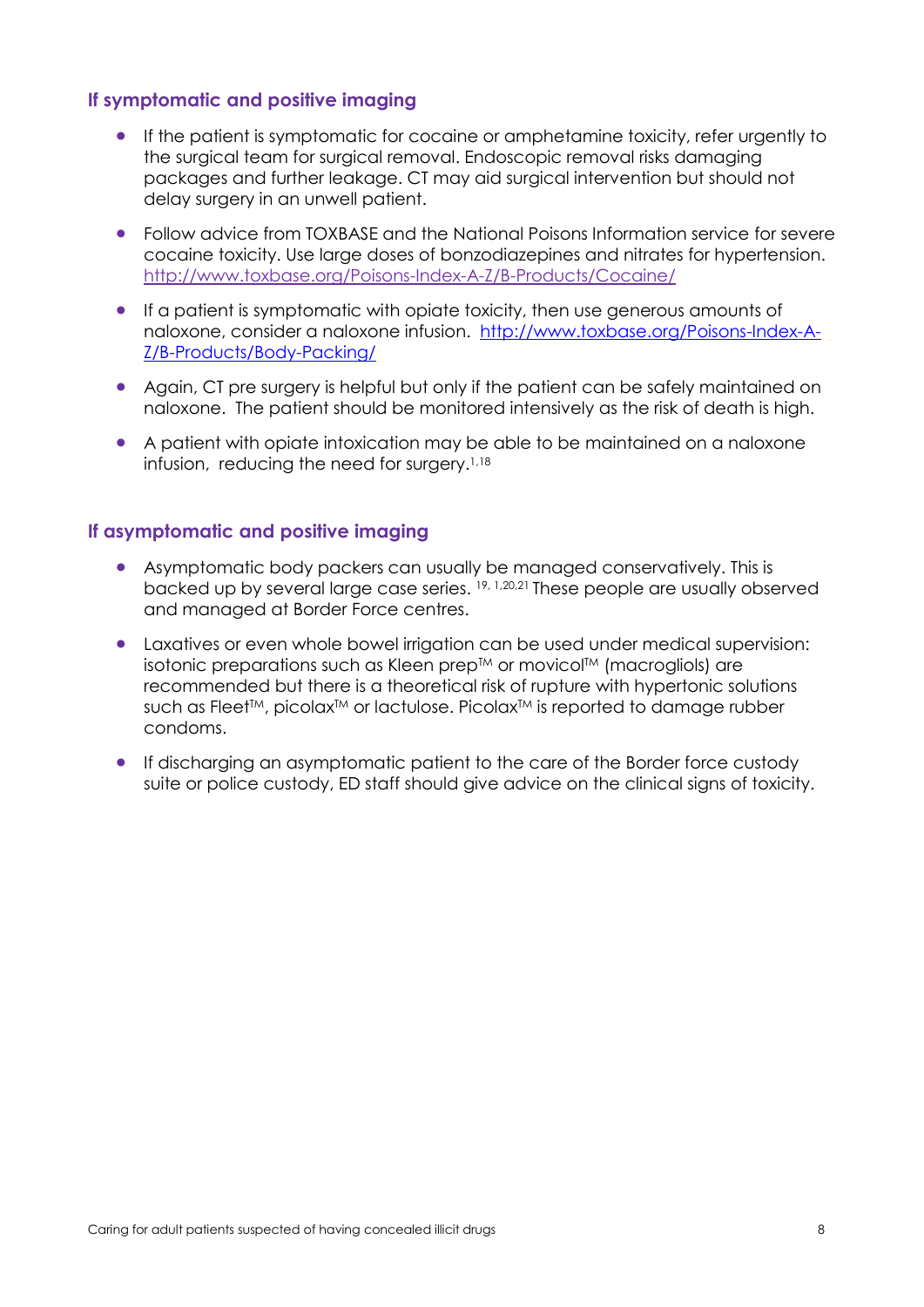### If symptomatic and positive imaging

- If the patient is symptomatic for cocaine or amphetamine toxicity, refer urgently to the surgical team for surgical removal. Endoscopic removal risks damaging packages and further leakage. CT may aid surgical intervention but should not delay surgery in an unwell patient.
- Follow advice from TOXBASE and the National Poisons Information service for severe cocaine toxicity. Use large doses of bonzodiazepines and nitrates for hypertension. http://www.toxbase.org/Poisons-Index-A-Z/B-Products/Cocaine/
- If a patient is symptomatic with opiate toxicity, then use generous amounts of naloxone, consider a naloxone infusion. http://www.toxbase.org/Poisons-Index-A-Z/B-Products/Body-Packing/
- Again, CT pre surgery is helpful but only if the patient can be safely maintained on naloxone. The patient should be monitored intensively as the risk of death is high.
- A patient with opiate intoxication may be able to be maintained on a naloxone infusion, reducing the need for surgery.[1,18]

### If asymptomatic and positive imaging

- Asymptomatic body packers can usually be managed conservatively. This is backed up by several large case series. [19, 1,20,21] These people are usually observed and managed at Border Force centres.
- Laxatives or even whole bowel irrigation can be used under medical supervision: isotonic preparations such as Kleen prep™ or movicol™ (macrogliols) are recommended but there is a theoretical risk of rupture with hypertonic solutions such as Fleet™, picolax™ or lactulose. Picolax™ is reported to damage rubber condoms.
- If discharging an asymptomatic patient to the care of the Border force custody suite or police custody, ED staff should give advice on the clinical signs of toxicity.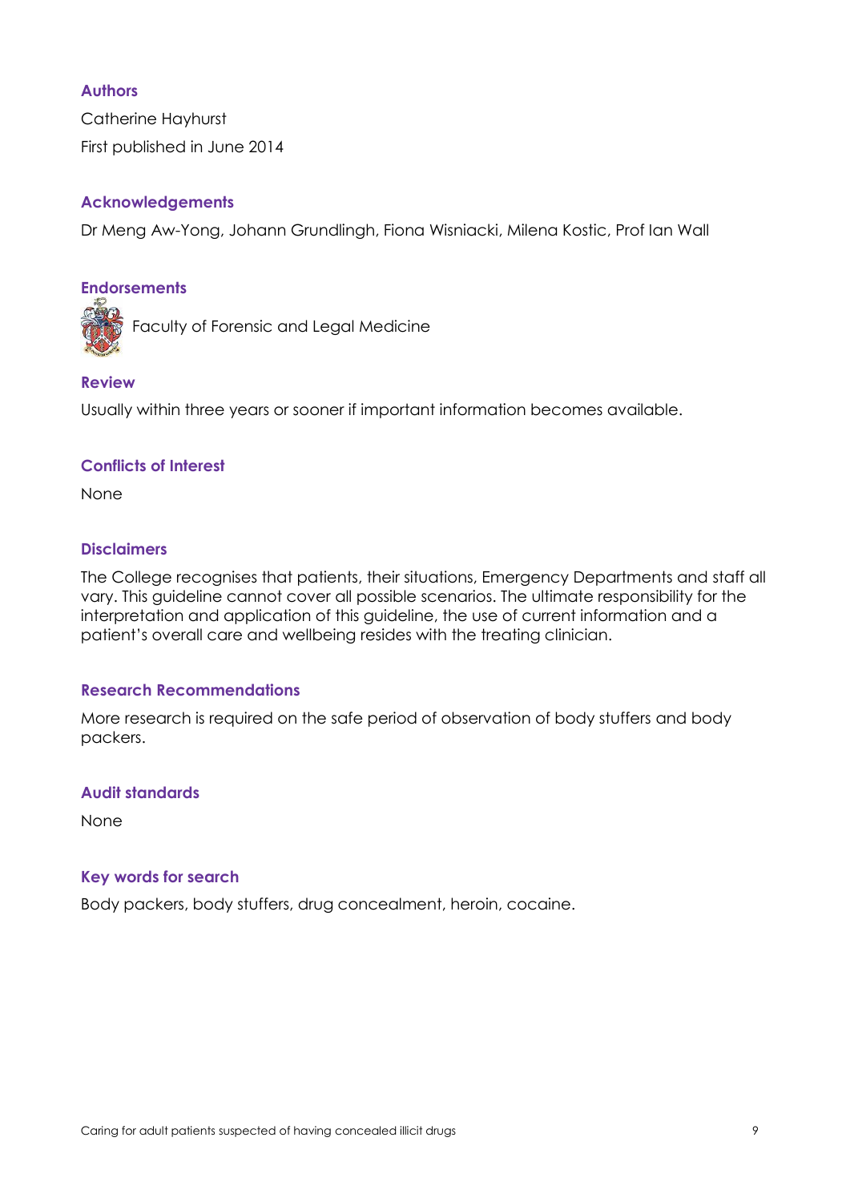### Authors

Catherine Hayhurst

First published in June 2014

### Acknowledgements

Dr Meng Aw-Yong, Johann Grundlingh, Fiona Wisniacki, Milena Kostic, Prof Ian Wall

### Endorsements

Faculty of Forensic and Legal Medicine

### Review

Usually within three years or sooner if important information becomes available.

### Conflicts of Interest

None

### Disclaimers

The College recognises that patients, their situations, Emergency Departments and staff all vary. This guideline cannot cover all possible scenarios. The ultimate responsibility for the interpretation and application of this guideline, the use of current information and a patient's overall care and wellbeing resides with the treating clinician.

### Research Recommendations

More research is required on the safe period of observation of body stuffers and body packers.

### Audit standards

None

### Key words for search

Body packers, body stuffers, drug concealment, heroin, cocaine.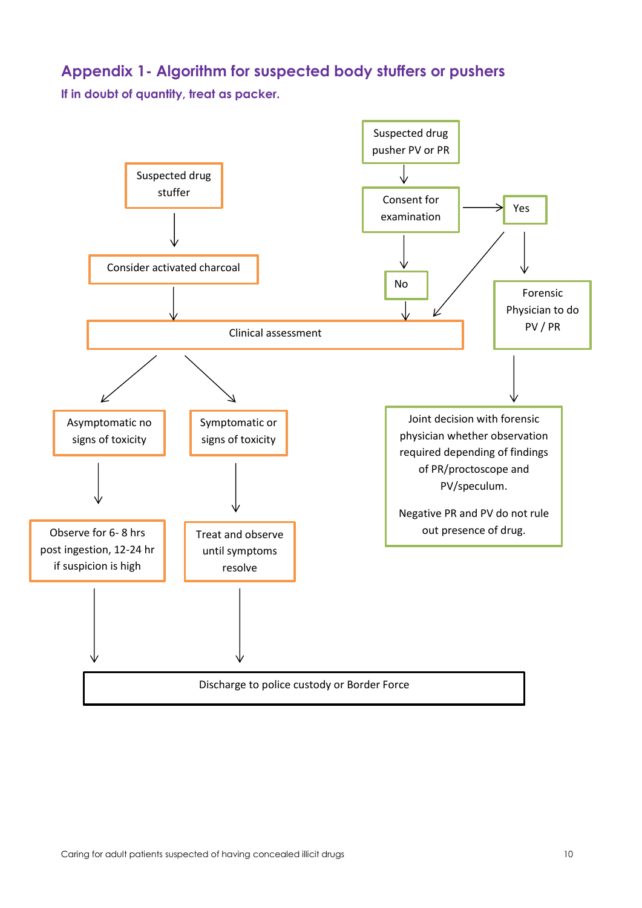## Appendix 1- Algorithm for suspected body stuffers or pushers

**If in doubt of quantity, treat as packer.**

Suspected drug stuffer

↓

Consider activated charcoal

↓

Clinical assessment

- Asymptomatic no signs of toxicity → Observe for 6- 8 hrs post ingestion, 12-24 hr if suspicion is high → Discharge to police custody or Border Force
- Symptomatic or signs of toxicity → Treat and observe until symptoms resolve → Discharge to police custody or Border Force

Suspected drug pusher PV or PR

↓

Consent for examination

- No → Clinical assessment
- Yes → Clinical assessment
- Yes → Forensic Physician to do PV / PR → Joint decision with forensic physician whether observation required depending of findings of PR/proctoscope and PV/speculum.

  Negative PR and PV do not rule out presence of drug.

Discharge to police custody or Border Force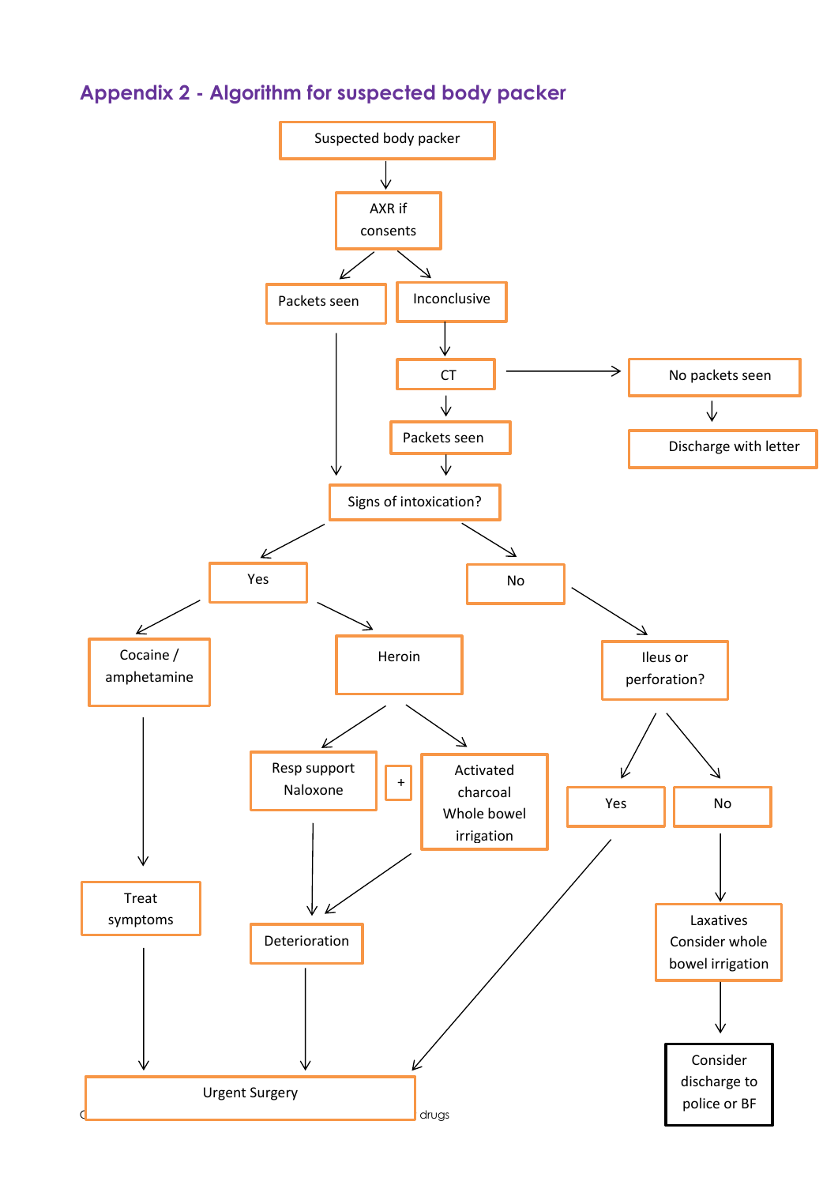## Appendix 2 - Algorithm for suspected body packer

Suspected body packer

AXR if consents

Packets seen

Inconclusive

CT

No packets seen

Discharge with letter

Packets seen

Signs of intoxication?

Yes

No

Cocaine / amphetamine

Heroin

Ileus or perforation?

Resp support Naloxone

+

Activated charcoal Whole bowel irrigation

Yes

No

Treat symptoms

Deterioration

Laxatives Consider whole bowel irrigation

Urgent Surgery

Consider discharge to police or BF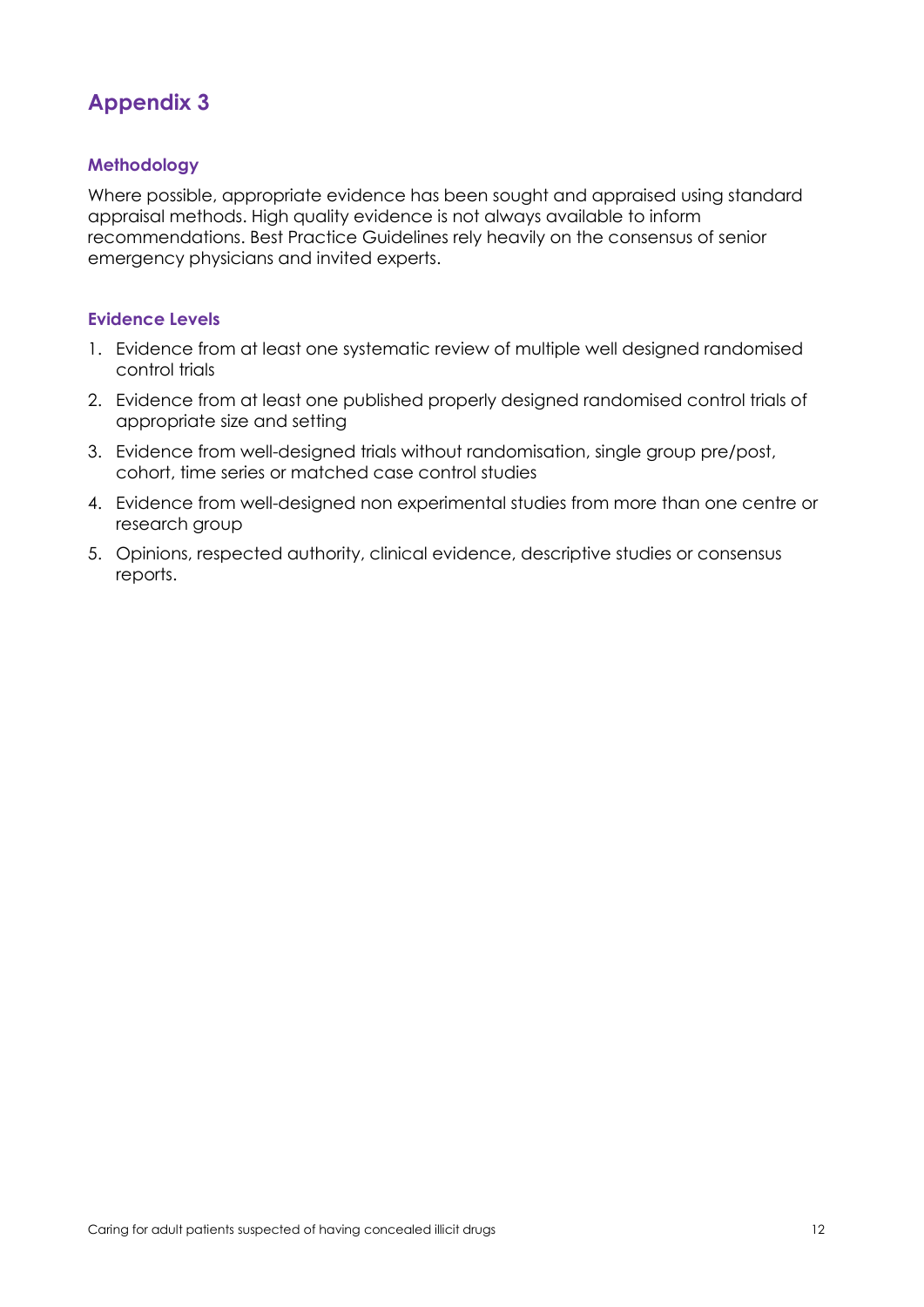# Appendix 3

### Methodology

Where possible, appropriate evidence has been sought and appraised using standard appraisal methods. High quality evidence is not always available to inform recommendations. Best Practice Guidelines rely heavily on the consensus of senior emergency physicians and invited experts.

### Evidence Levels

1. Evidence from at least one systematic review of multiple well designed randomised control trials
2. Evidence from at least one published properly designed randomised control trials of appropriate size and setting
3. Evidence from well-designed trials without randomisation, single group pre/post, cohort, time series or matched case control studies
4. Evidence from well-designed non experimental studies from more than one centre or research group
5. Opinions, respected authority, clinical evidence, descriptive studies or consensus reports.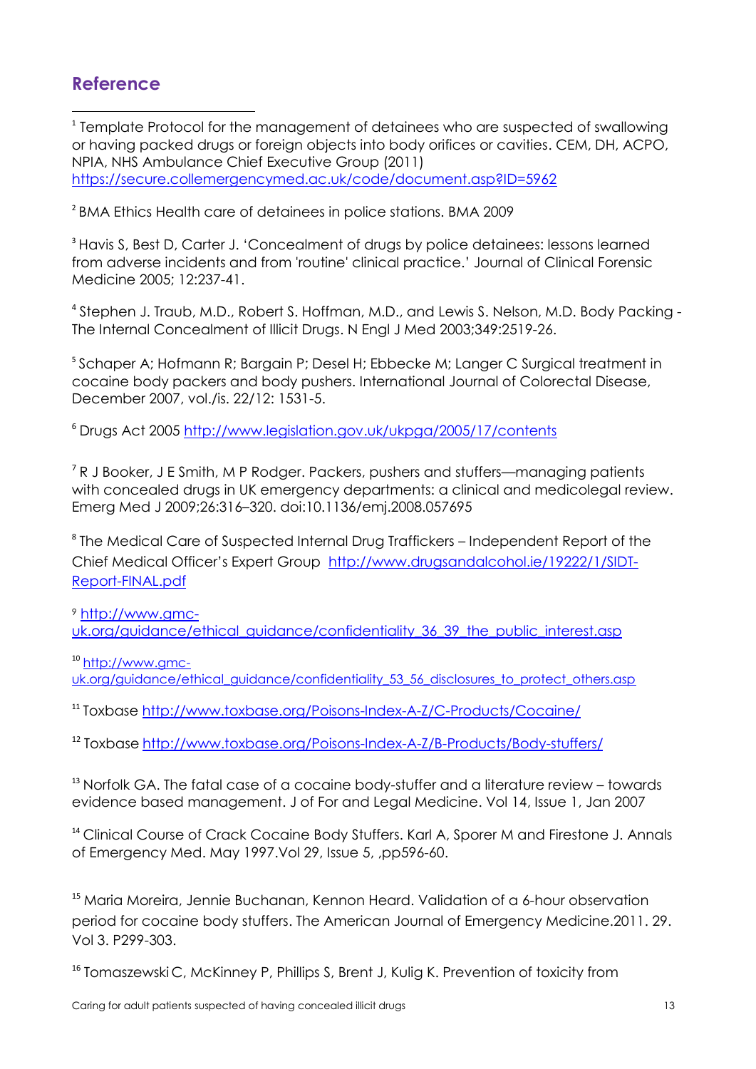## Reference

[1] Template Protocol for the management of detainees who are suspected of swallowing or having packed drugs or foreign objects into body orifices or cavities. CEM, DH, ACPO, NPIA, NHS Ambulance Chief Executive Group (2011) https://secure.collemergencymed.ac.uk/code/document.asp?ID=5962

[2] BMA Ethics Health care of detainees in police stations. BMA 2009

[3] Havis S, Best D, Carter J. 'Concealment of drugs by police detainees: lessons learned from adverse incidents and from 'routine' clinical practice.' Journal of Clinical Forensic Medicine 2005; 12:237-41.

[4] Stephen J. Traub, M.D., Robert S. Hoffman, M.D., and Lewis S. Nelson, M.D. Body Packing - The Internal Concealment of Illicit Drugs. N Engl J Med 2003;349:2519-26.

[5] Schaper A; Hofmann R; Bargain P; Desel H; Ebbecke M; Langer C Surgical treatment in cocaine body packers and body pushers. International Journal of Colorectal Disease, December 2007, vol./is. 22/12: 1531-5.

[6] Drugs Act 2005 http://www.legislation.gov.uk/ukpga/2005/17/contents

[7] R J Booker, J E Smith, M P Rodger. Packers, pushers and stuffers—managing patients with concealed drugs in UK emergency departments: a clinical and medicolegal review. Emerg Med J 2009;26:316–320. doi:10.1136/emj.2008.057695

[8] The Medical Care of Suspected Internal Drug Traffickers – Independent Report of the Chief Medical Officer's Expert Group http://www.drugsandalcohol.ie/19222/1/SIDT-Report-FINAL.pdf

[9] http://www.gmc-uk.org/guidance/ethical_guidance/confidentiality_36_39_the_public_interest.asp

[10] http://www.gmc-uk.org/guidance/ethical_guidance/confidentiality_53_56_disclosures_to_protect_others.asp

[11] Toxbase http://www.toxbase.org/Poisons-Index-A-Z/C-Products/Cocaine/

[12] Toxbase http://www.toxbase.org/Poisons-Index-A-Z/B-Products/Body-stuffers/

[13] Norfolk GA. The fatal case of a cocaine body-stuffer and a literature review – towards evidence based management. J of For and Legal Medicine. Vol 14, Issue 1, Jan 2007

[14] Clinical Course of Crack Cocaine Body Stuffers. Karl A, Sporer M and Firestone J. Annals of Emergency Med. May 1997.Vol 29, Issue 5, ,pp596-60.

[15] Maria Moreira, Jennie Buchanan, Kennon Heard. Validation of a 6-hour observation period for cocaine body stuffers. The American Journal of Emergency Medicine.2011. 29. Vol 3. P299-303.

[16] Tomaszewski C, McKinney P, Phillips S, Brent J, Kulig K. Prevention of toxicity from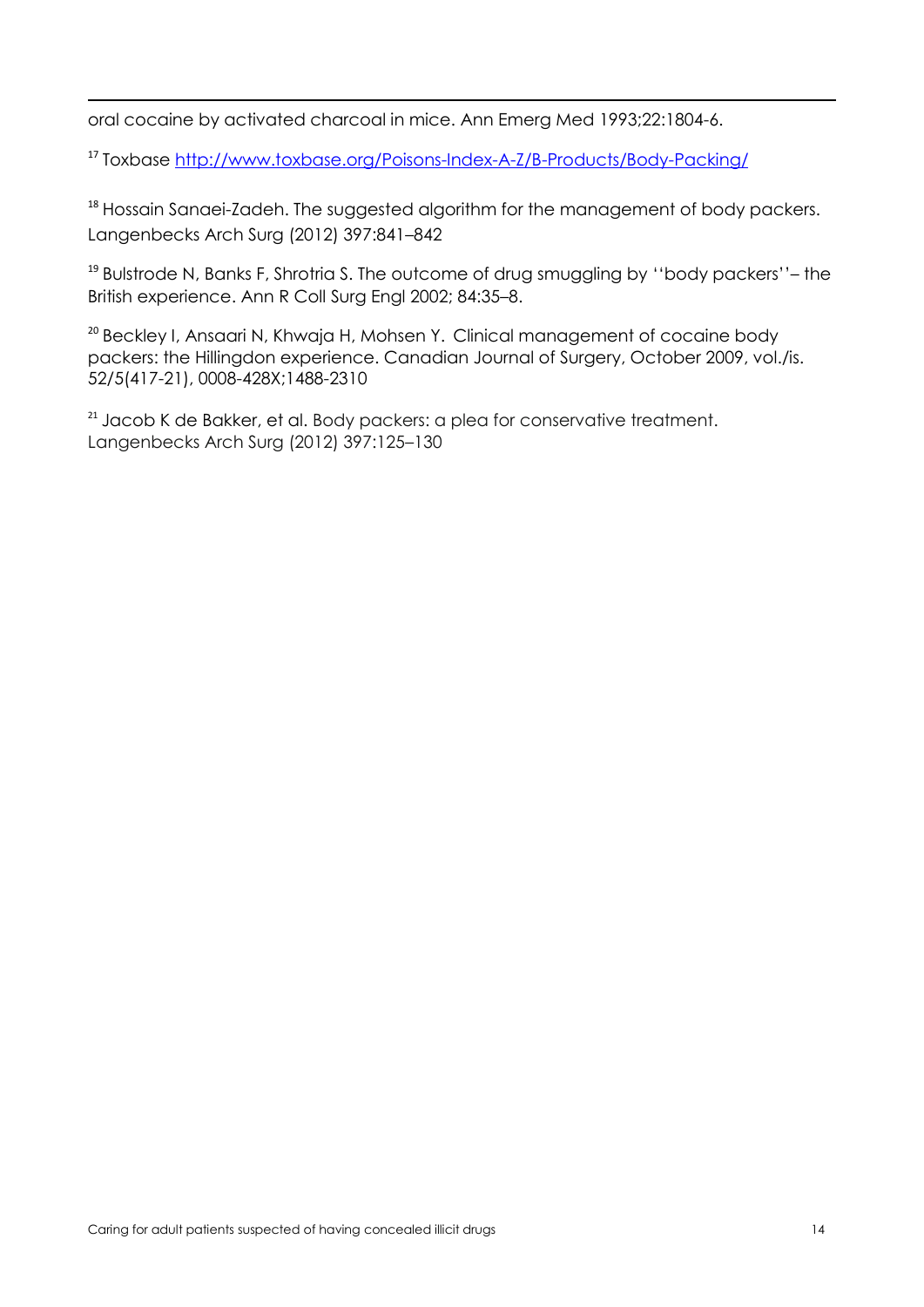oral cocaine by activated charcoal in mice. Ann Emerg Med 1993;22:1804-6.

[17] Toxbase http://www.toxbase.org/Poisons-Index-A-Z/B-Products/Body-Packing/

[18] Hossain Sanaei-Zadeh. The suggested algorithm for the management of body packers. Langenbecks Arch Surg (2012) 397:841–842

[19] Bulstrode N, Banks F, Shrotria S. The outcome of drug smuggling by ''body packers''– the British experience. Ann R Coll Surg Engl 2002; 84:35–8.

[20] Beckley I, Ansaari N, Khwaja H, Mohsen Y. Clinical management of cocaine body packers: the Hillingdon experience. Canadian Journal of Surgery, October 2009, vol./is. 52/5(417-21), 0008-428X;1488-2310

[21] Jacob K de Bakker, et al. Body packers: a plea for conservative treatment. Langenbecks Arch Surg (2012) 397:125–130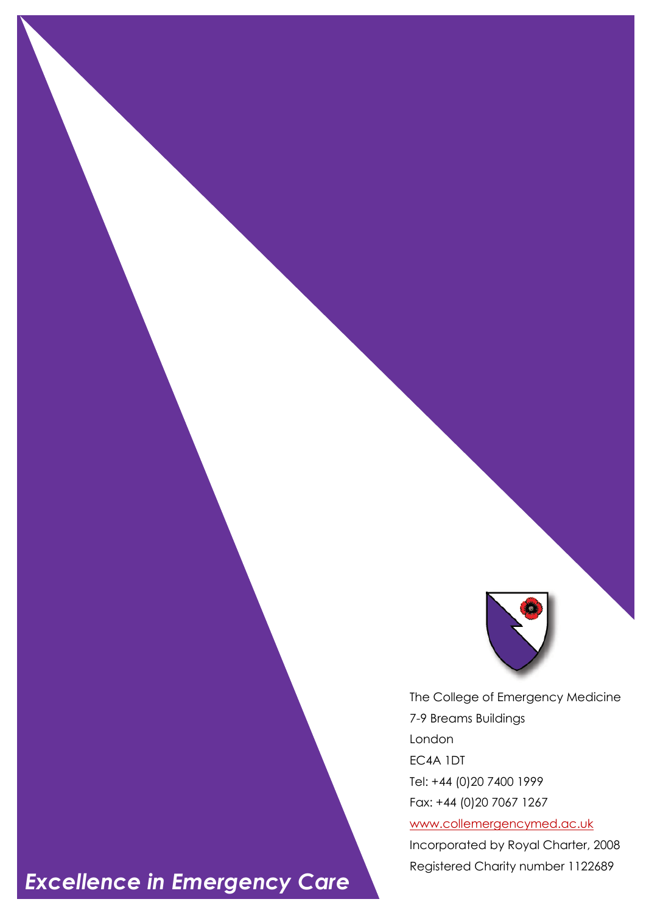The College of Emergency Medicine
7-9 Breams Buildings
London
EC4A 1DT
Tel: +44 (0)20 7400 1999
Fax: +44 (0)20 7067 1267
www.collemergencymed.ac.uk
Incorporated by Royal Charter, 2008
Registered Charity number 1122689

*Excellence in Emergency Care*